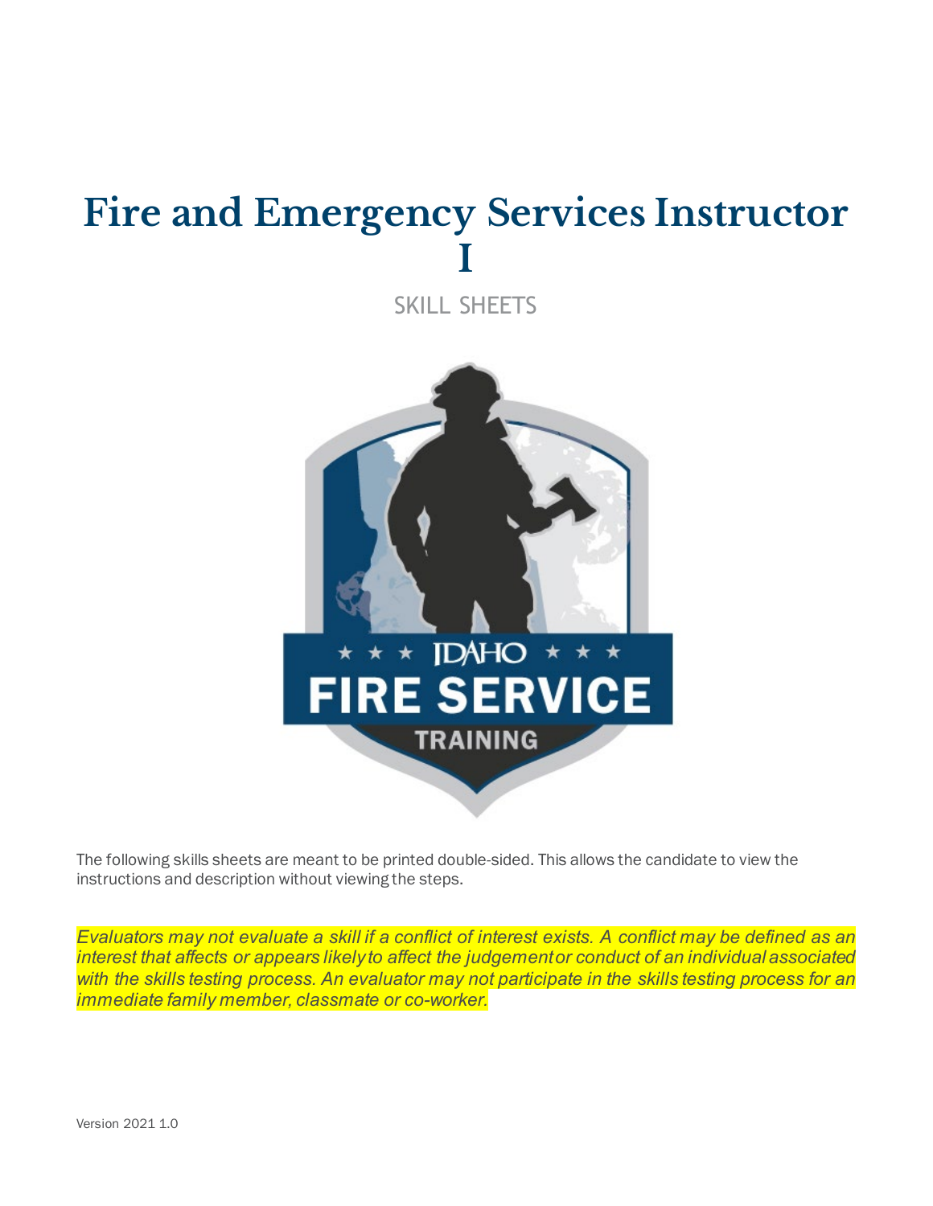# Fire and Emergency Services Instructor I

SKILL SHEETS

The following skills sheets are meant to be printed double-sided. This allows the candidate to view the instructions and description without viewing the steps.

*Evaluators may not evaluate a skill if a conflict of interest exists. A conflict may be defined as an interest that affects or appears likely to affect the judgement or conduct of an individual associated with the skills testing process. An evaluator may not participate in the skills testing process for an immediate family member, classmate or co-worker.*

Version 2021 1.0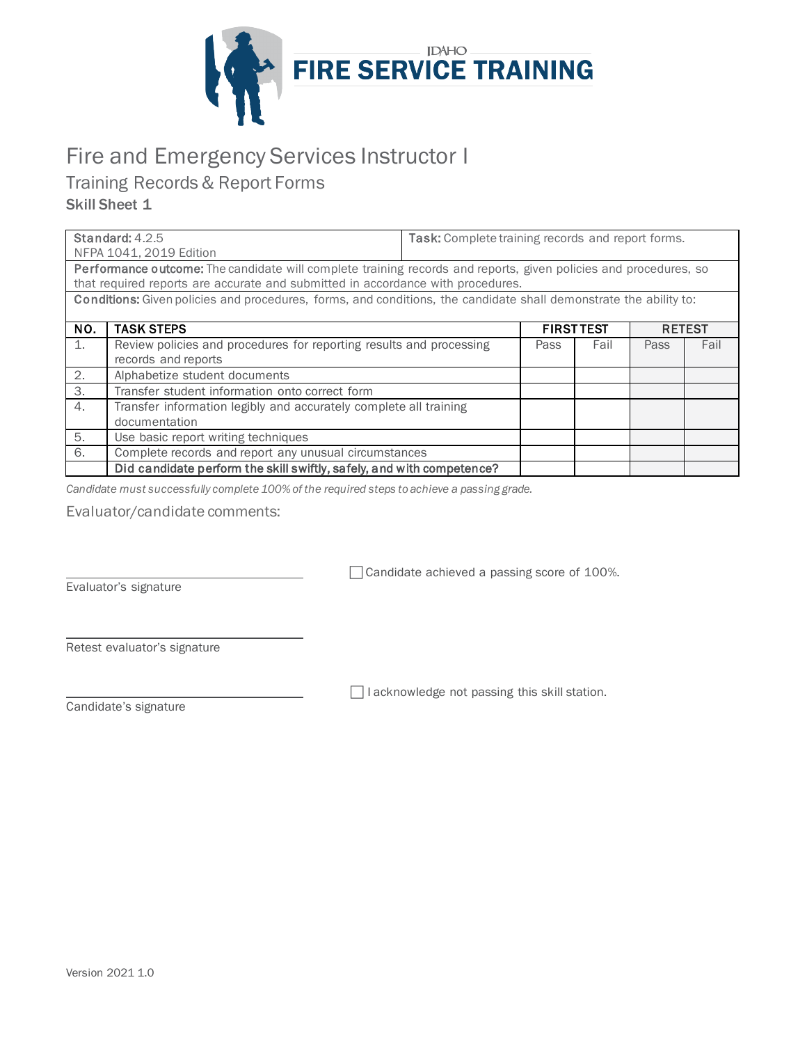IDAHO FIRE SERVICE TRAINING

# Fire and Emergency Services Instructor I

## Training Records & Report Forms

### Skill Sheet 1

| **Standard:** 4.2.5 NFPA 1041, 2019 Edition | **Task:** Complete training records and report forms. |
|---|---|

**Performance outcome:** The candidate will complete training records and reports, given policies and procedures, so that required reports are accurate and submitted in accordance with procedures.

**Conditions:** Given policies and procedures, forms, and conditions, the candidate shall demonstrate the ability to:

| NO. | TASK STEPS | FIRST TEST | | RETEST | |
|---|---|---|---|---|---|
| | | Pass | Fail | Pass | Fail |
| 1. | Review policies and procedures for reporting results and processing records and reports | | | | |
| 2. | Alphabetize student documents | | | | |
| 3. | Transfer student information onto correct form | | | | |
| 4. | Transfer information legibly and accurately complete all training documentation | | | | |
| 5. | Use basic report writing techniques | | | | |
| 6. | Complete records and report any unusual circumstances | | | | |
| | **Did candidate perform the skill swiftly, safely, and with competence?** | | | | |

*Candidate must successfully complete 100% of the required steps to achieve a passing grade.*

Evaluator/candidate comments:

Evaluator's signature

☐ Candidate achieved a passing score of 100%.

Retest evaluator's signature

Candidate's signature

☐ I acknowledge not passing this skill station.

Version 2021 1.0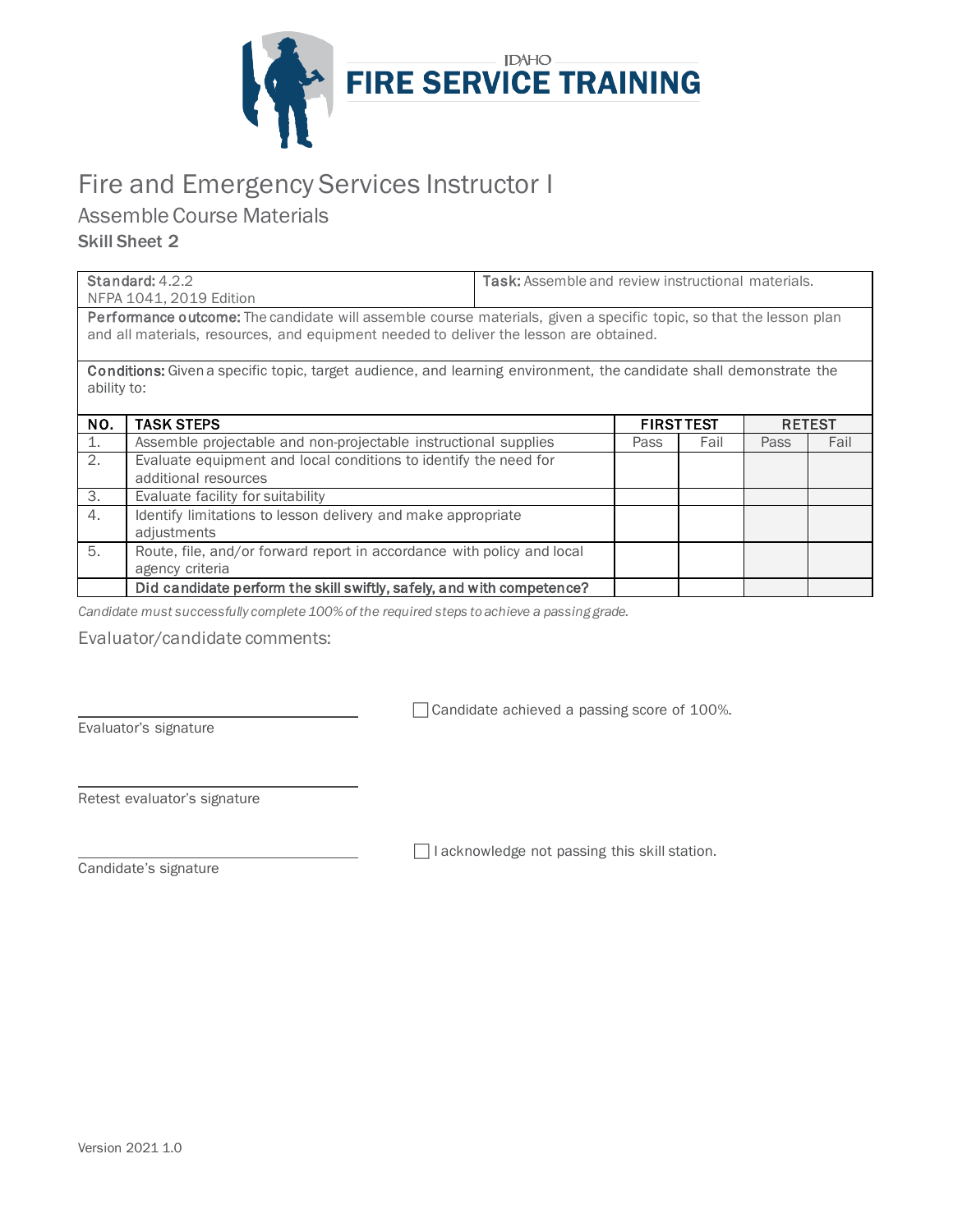IDAHO FIRE SERVICE TRAINING

# Fire and Emergency Services Instructor I

## Assemble Course Materials

### Skill Sheet 2

| **Standard:** 4.2.2 NFPA 1041, 2019 Edition | **Task:** Assemble and review instructional materials. |
|---|---|
| **Performance outcome:** The candidate will assemble course materials, given a specific topic, so that the lesson plan and all materials, resources, and equipment needed to deliver the lesson are obtained. | |
| **Conditions:** Given a specific topic, target audience, and learning environment, the candidate shall demonstrate the ability to: | |

| NO. | TASK STEPS | FIRST TEST | | RETEST | |
|---|---|---|---|---|---|
| | | Pass | Fail | Pass | Fail |
| 1. | Assemble projectable and non-projectable instructional supplies | | | | |
| 2. | Evaluate equipment and local conditions to identify the need for additional resources | | | | |
| 3. | Evaluate facility for suitability | | | | |
| 4. | Identify limitations to lesson delivery and make appropriate adjustments | | | | |
| 5. | Route, file, and/or forward report in accordance with policy and local agency criteria | | | | |
| | **Did candidate perform the skill swiftly, safely, and with competence?** | | | | |

*Candidate must successfully complete 100% of the required steps to achieve a passing grade.*

Evaluator/candidate comments:

Evaluator's signature

☐ Candidate achieved a passing score of 100%.

Retest evaluator's signature

Candidate's signature

☐ I acknowledge not passing this skill station.

Version 2021 1.0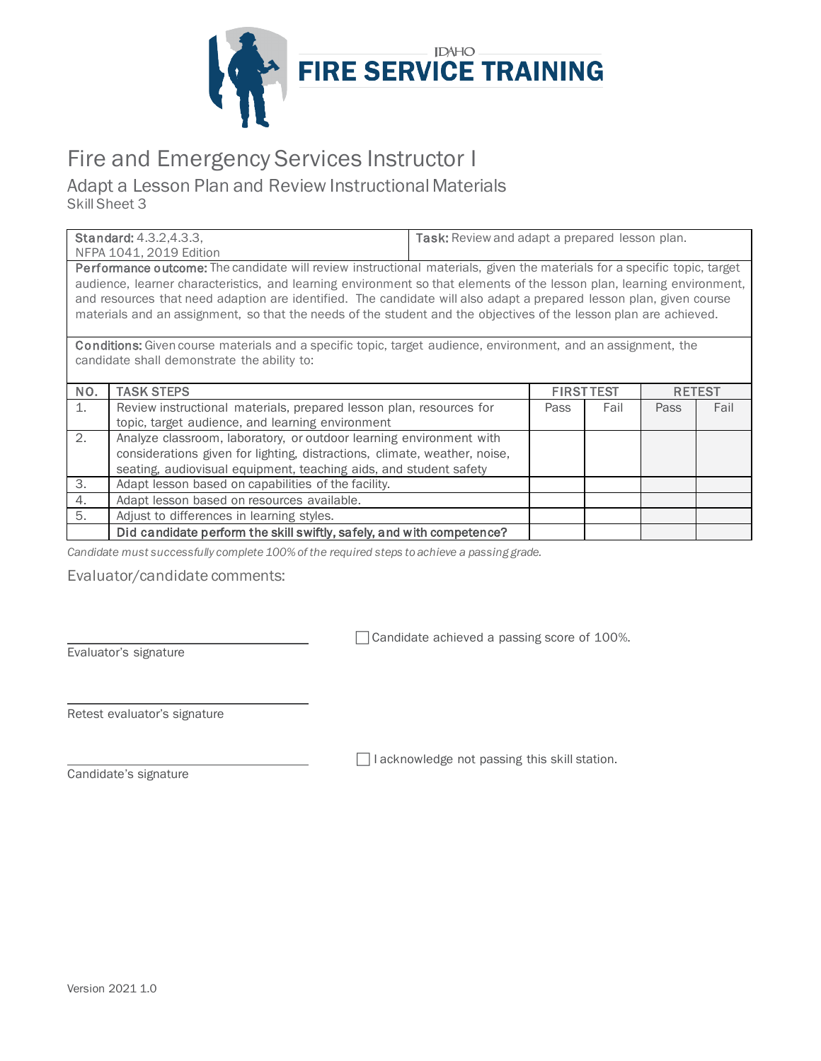# Fire and Emergency Services Instructor I

## Adapt a Lesson Plan and Review Instructional Materials

Skill Sheet 3

| **Standard:** 4.3.2,4.3.3, NFPA 1041, 2019 Edition | **Task:** Review and adapt a prepared lesson plan. |
|---|---|

**Performance outcome:** The candidate will review instructional materials, given the materials for a specific topic, target audience, learner characteristics, and learning environment so that elements of the lesson plan, learning environment, and resources that need adaption are identified. The candidate will also adapt a prepared lesson plan, given course materials and an assignment, so that the needs of the student and the objectives of the lesson plan are achieved.

**Conditions:** Given course materials and a specific topic, target audience, environment, and an assignment, the candidate shall demonstrate the ability to:

| NO. | TASK STEPS | FIRST TEST | | RETEST | |
|---|---|---|---|---|---|
| | | Pass | Fail | Pass | Fail |
| 1. | Review instructional materials, prepared lesson plan, resources for topic, target audience, and learning environment | | | | |
| 2. | Analyze classroom, laboratory, or outdoor learning environment with considerations given for lighting, distractions, climate, weather, noise, seating, audiovisual equipment, teaching aids, and student safety | | | | |
| 3. | Adapt lesson based on capabilities of the facility. | | | | |
| 4. | Adapt lesson based on resources available. | | | | |
| 5. | Adjust to differences in learning styles. | | | | |
| | **Did candidate perform the skill swiftly, safely, and with competence?** | | | | |

*Candidate must successfully complete 100% of the required steps to achieve a passing grade.*

Evaluator/candidate comments:

Evaluator's signature

☐ Candidate achieved a passing score of 100%.

Retest evaluator's signature

Candidate's signature

☐ I acknowledge not passing this skill station.

Version 2021 1.0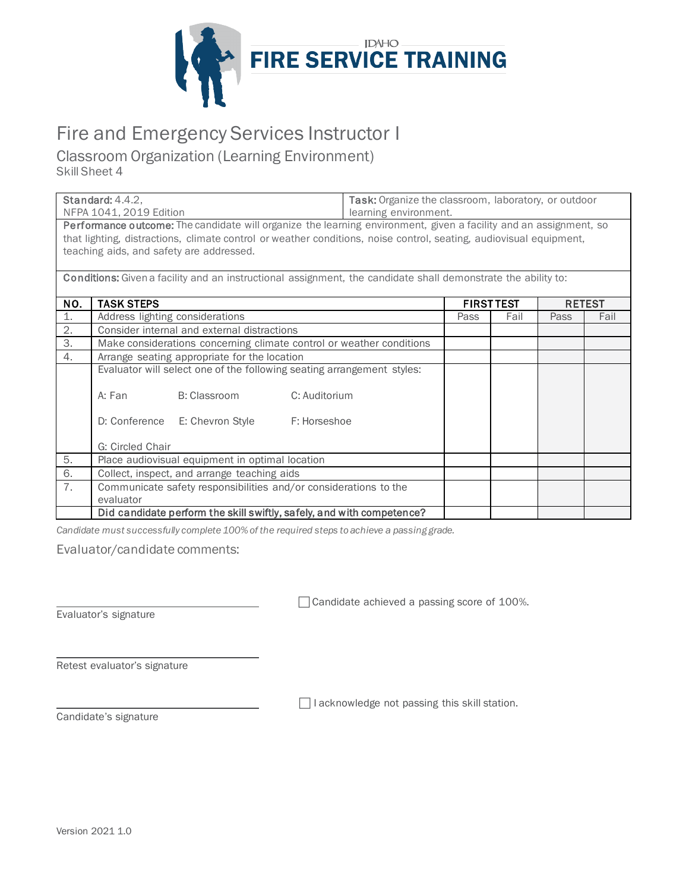IDAHO
# FIRE SERVICE TRAINING

# Fire and Emergency Services Instructor I

## Classroom Organization (Learning Environment)

Skill Sheet 4

| **Standard:** 4.4.2, NFPA 1041, 2019 Edition | **Task:** Organize the classroom, laboratory, or outdoor learning environment. |
|---|---|

**Performance outcome:** The candidate will organize the learning environment, given a facility and an assignment, so that lighting, distractions, climate control or weather conditions, noise control, seating, audiovisual equipment, teaching aids, and safety are addressed.

**Conditions:** Given a facility and an instructional assignment, the candidate shall demonstrate the ability to:

| NO. | TASK STEPS | FIRST TEST | | RETEST | |
|---|---|---|---|---|---|
| | | Pass | Fail | Pass | Fail |
| 1. | Address lighting considerations | | | | |
| 2. | Consider internal and external distractions | | | | |
| 3. | Make considerations concerning climate control or weather conditions | | | | |
| 4. | Arrange seating appropriate for the location | | | | |
| | Evaluator will select one of the following seating arrangement styles:<br><br>A: Fan B: Classroom C: Auditorium<br><br>D: Conference E: Chevron Style F: Horseshoe<br><br>G: Circled Chair | | | | |
| 5. | Place audiovisual equipment in optimal location | | | | |
| 6. | Collect, inspect, and arrange teaching aids | | | | |
| 7. | Communicate safety responsibilities and/or considerations to the evaluator | | | | |
| | **Did candidate perform the skill swiftly, safely, and with competence?** | | | | |

*Candidate must successfully complete 100% of the required steps to achieve a passing grade.*

Evaluator/candidate comments:

☐ Candidate achieved a passing score of 100%.

Evaluator's signature

Retest evaluator's signature

☐ I acknowledge not passing this skill station.

Candidate's signature

Version 2021 1.0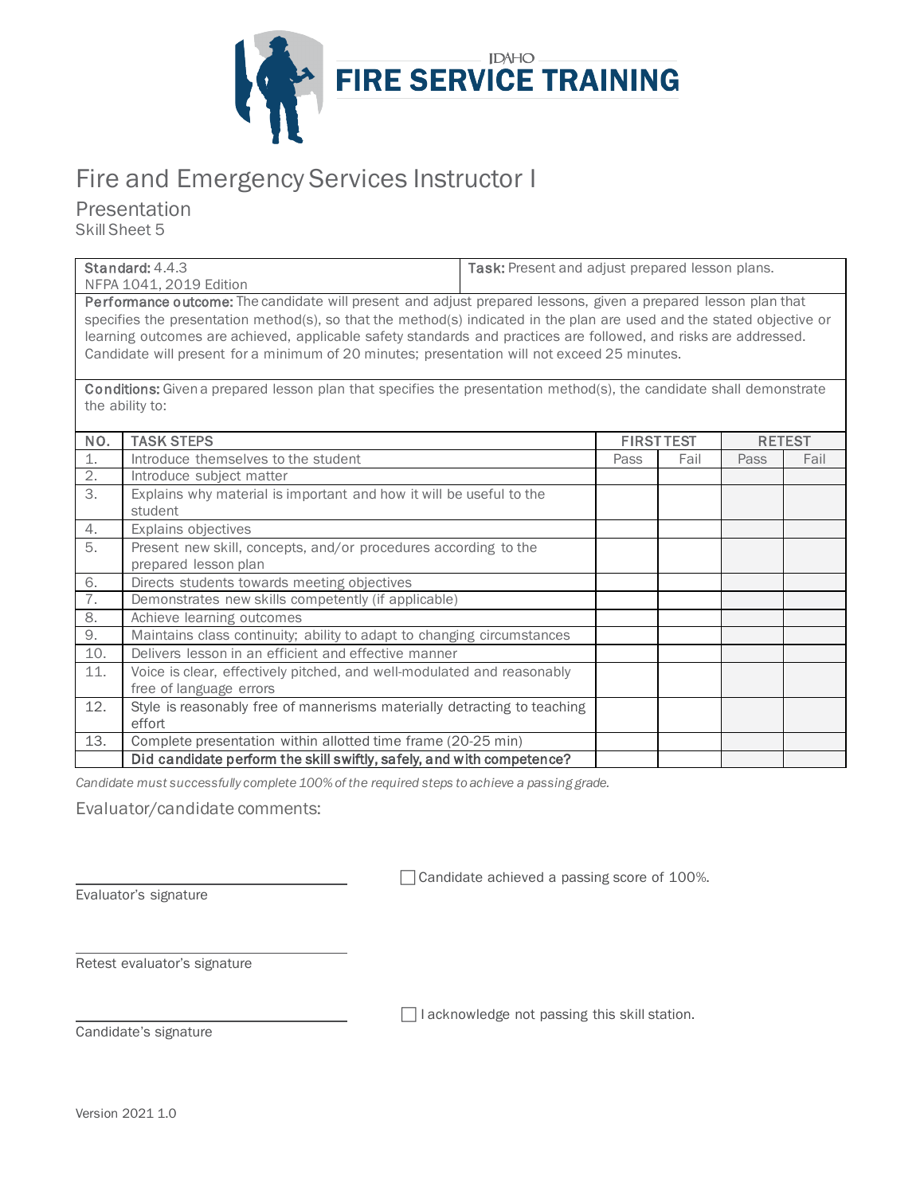IDAHO FIRE SERVICE TRAINING

# Fire and Emergency Services Instructor I

## Presentation

Skill Sheet 5

| **Standard:** 4.4.3 NFPA 1041, 2019 Edition | **Task:** Present and adjust prepared lesson plans. |
|---|---|

**Performance outcome:** The candidate will present and adjust prepared lessons, given a prepared lesson plan that specifies the presentation method(s), so that the method(s) indicated in the plan are used and the stated objective or learning outcomes are achieved, applicable safety standards and practices are followed, and risks are addressed. Candidate will present for a minimum of 20 minutes; presentation will not exceed 25 minutes.

**Conditions:** Given a prepared lesson plan that specifies the presentation method(s), the candidate shall demonstrate the ability to:

| NO. | TASK STEPS | FIRST TEST | | RETEST | |
|---|---|---|---|---|---|
| | | Pass | Fail | Pass | Fail |
| 1. | Introduce themselves to the student | | | | |
| 2. | Introduce subject matter | | | | |
| 3. | Explains why material is important and how it will be useful to the student | | | | |
| 4. | Explains objectives | | | | |
| 5. | Present new skill, concepts, and/or procedures according to the prepared lesson plan | | | | |
| 6. | Directs students towards meeting objectives | | | | |
| 7. | Demonstrates new skills competently (if applicable) | | | | |
| 8. | Achieve learning outcomes | | | | |
| 9. | Maintains class continuity; ability to adapt to changing circumstances | | | | |
| 10. | Delivers lesson in an efficient and effective manner | | | | |
| 11. | Voice is clear, effectively pitched, and well-modulated and reasonably free of language errors | | | | |
| 12. | Style is reasonably free of mannerisms materially detracting to teaching effort | | | | |
| 13. | Complete presentation within allotted time frame (20-25 min) | | | | |
| | **Did candidate perform the skill swiftly, safely, and with competence?** | | | | |

*Candidate must successfully complete 100% of the required steps to achieve a passing grade.*

Evaluator/candidate comments:

Evaluator's signature

☐ Candidate achieved a passing score of 100%.

Retest evaluator's signature

Candidate's signature

☐ I acknowledge not passing this skill station.

Version 2021 1.0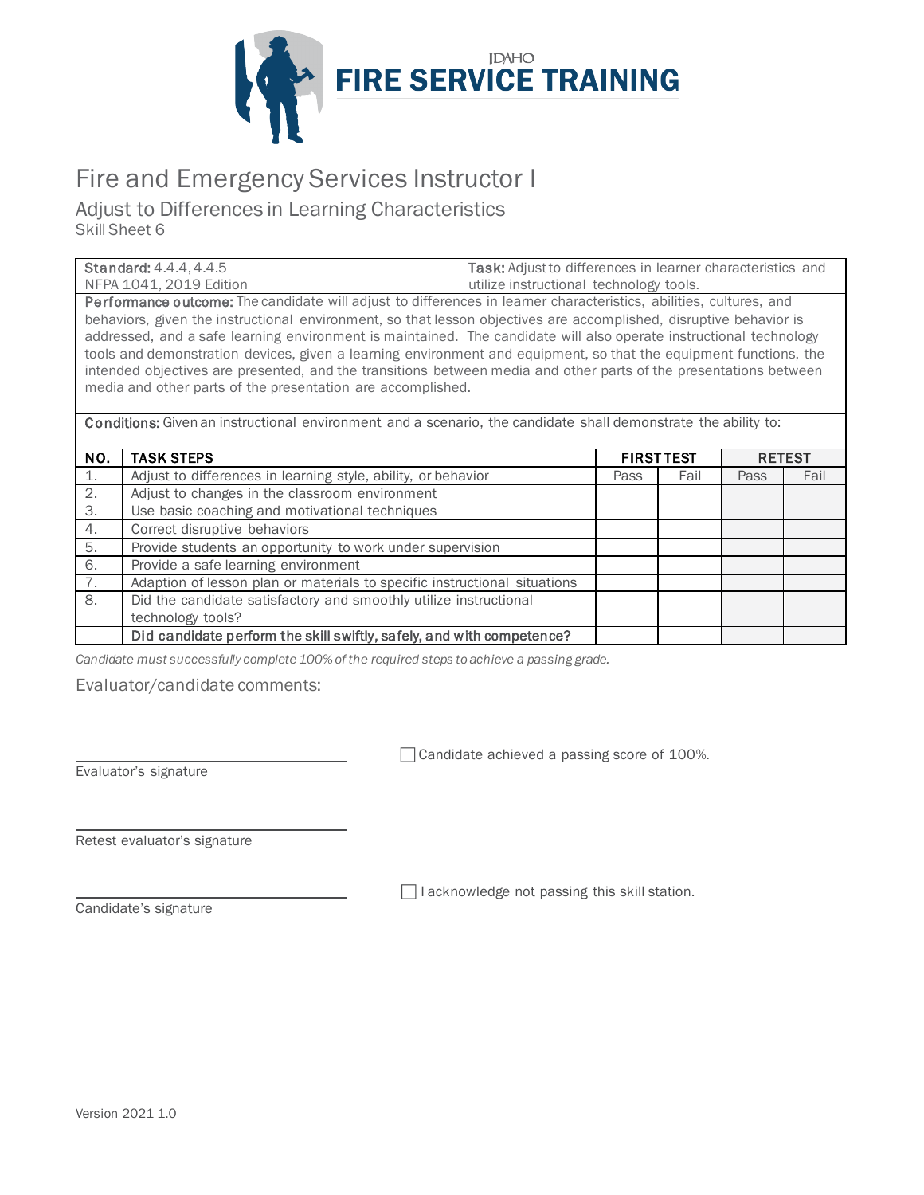# Fire and Emergency Services Instructor I

## Adjust to Differences in Learning Characteristics

Skill Sheet 6

| **Standard:** 4.4.4, 4.4.5<br>NFPA 1041, 2019 Edition | **Task:** Adjust to differences in learner characteristics and utilize instructional technology tools. |
|---|---|

**Performance outcome:** The candidate will adjust to differences in learner characteristics, abilities, cultures, and behaviors, given the instructional environment, so that lesson objectives are accomplished, disruptive behavior is addressed, and a safe learning environment is maintained. The candidate will also operate instructional technology tools and demonstration devices, given a learning environment and equipment, so that the equipment functions, the intended objectives are presented, and the transitions between media and other parts of the presentations between media and other parts of the presentation are accomplished.

**Conditions:** Given an instructional environment and a scenario, the candidate shall demonstrate the ability to:

| NO. | TASK STEPS | FIRST TEST | | RETEST | |
|---|---|---|---|---|---|
| | | Pass | Fail | Pass | Fail |
| 1. | Adjust to differences in learning style, ability, or behavior | | | | |
| 2. | Adjust to changes in the classroom environment | | | | |
| 3. | Use basic coaching and motivational techniques | | | | |
| 4. | Correct disruptive behaviors | | | | |
| 5. | Provide students an opportunity to work under supervision | | | | |
| 6. | Provide a safe learning environment | | | | |
| 7. | Adaption of lesson plan or materials to specific instructional situations | | | | |
| 8. | Did the candidate satisfactory and smoothly utilize instructional technology tools? | | | | |
| | **Did candidate perform the skill swiftly, safely, and with competence?** | | | | |

*Candidate must successfully complete 100% of the required steps to achieve a passing grade.*

Evaluator/candidate comments:

Evaluator's signature

☐ Candidate achieved a passing score of 100%.

Retest evaluator's signature

Candidate's signature

☐ I acknowledge not passing this skill station.

Version 2021 1.0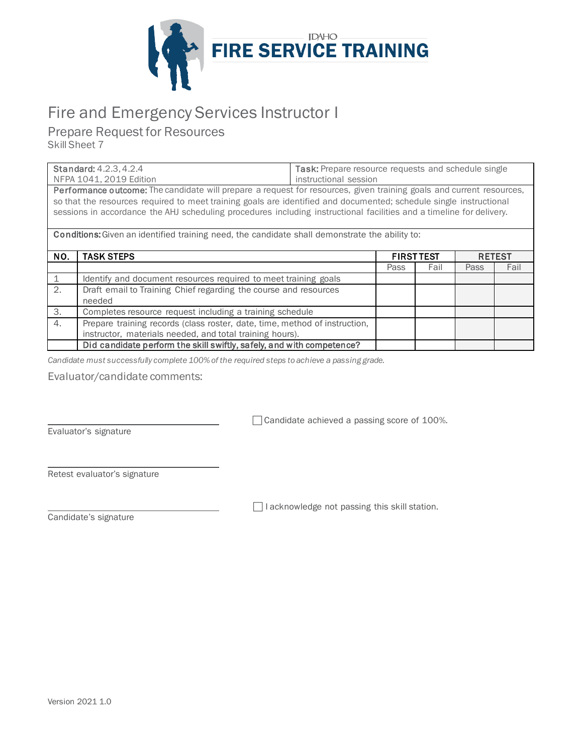IDAHO
FIRE SERVICE TRAINING

# Fire and Emergency Services Instructor I

## Prepare Request for Resources

Skill Sheet 7

| **Standard:** 4.2.3, 4.2.4<br>NFPA 1041, 2019 Edition | **Task:** Prepare resource requests and schedule single instructional session |
|---|---|

**Performance outcome:** The candidate will prepare a request for resources, given training goals and current resources, so that the resources required to meet training goals are identified and documented; schedule single instructional sessions in accordance the AHJ scheduling procedures including instructional facilities and a timeline for delivery.

**Conditions:** Given an identified training need, the candidate shall demonstrate the ability to:

| NO. | TASK STEPS | FIRST TEST | | RETEST | |
|---|---|---|---|---|---|
| | | Pass | Fail | Pass | Fail |
| 1 | Identify and document resources required to meet training goals | | | | |
| 2. | Draft email to Training Chief regarding the course and resources needed | | | | |
| 3. | Completes resource request including a training schedule | | | | |
| 4. | Prepare training records (class roster, date, time, method of instruction, instructor, materials needed, and total training hours). | | | | |
| | **Did candidate perform the skill swiftly, safely, and with competence?** | | | | |

*Candidate must successfully complete 100% of the required steps to achieve a passing grade.*

Evaluator/candidate comments:

☐ Candidate achieved a passing score of 100%.

Evaluator's signature

Retest evaluator's signature

☐ I acknowledge not passing this skill station.

Candidate's signature

Version 2021 1.0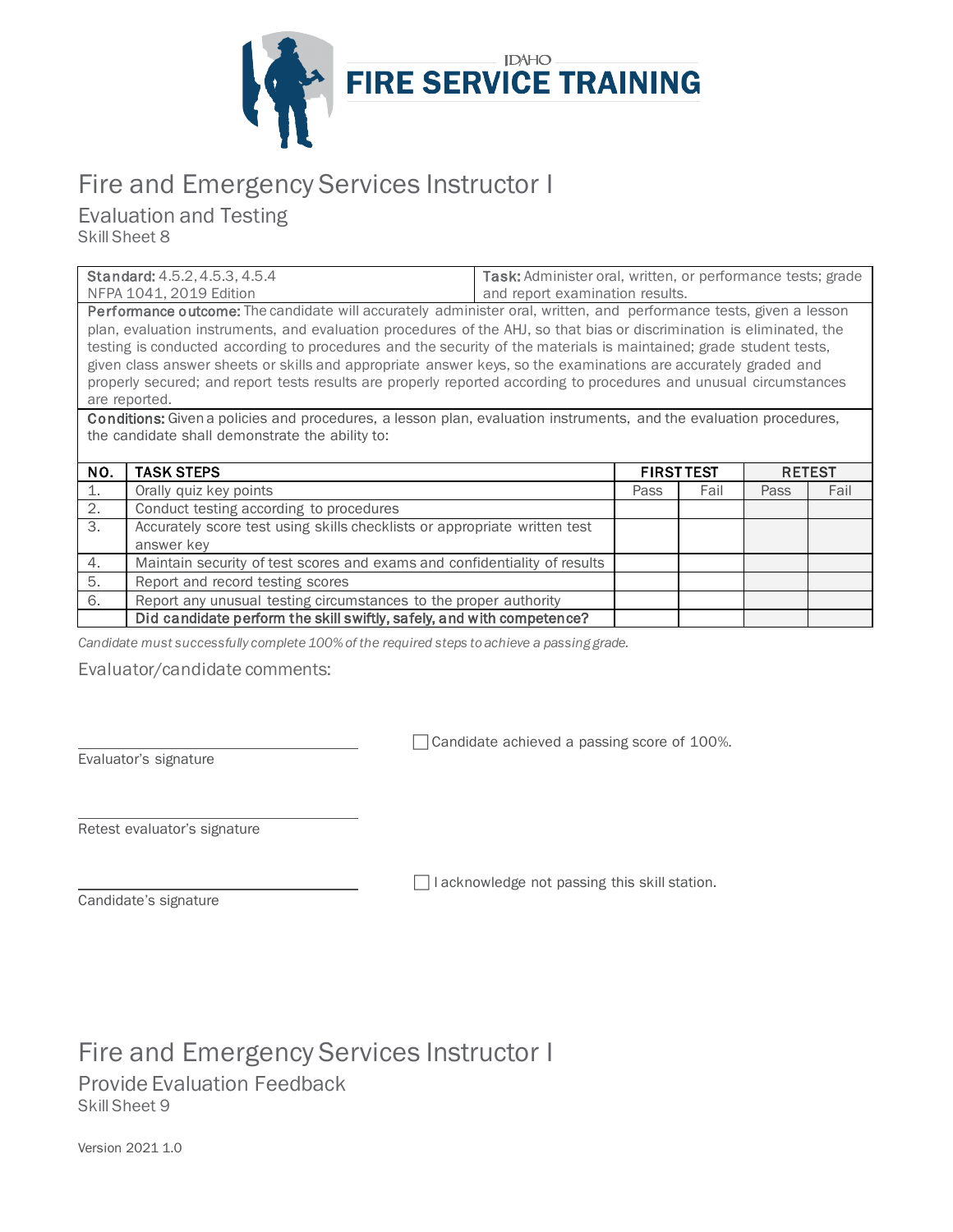IDAHO
**FIRE SERVICE TRAINING**

# Fire and Emergency Services Instructor I

## Evaluation and Testing

Skill Sheet 8

| **Standard:** 4.5.2, 4.5.3, 4.5.4<br>NFPA 1041, 2019 Edition | **Task:** Administer oral, written, or performance tests; grade and report examination results. |
|---|---|

**Performance outcome:** The candidate will accurately administer oral, written, and performance tests, given a lesson plan, evaluation instruments, and evaluation procedures of the AHJ, so that bias or discrimination is eliminated, the testing is conducted according to procedures and the security of the materials is maintained; grade student tests, given class answer sheets or skills and appropriate answer keys, so the examinations are accurately graded and properly secured; and report tests results are properly reported according to procedures and unusual circumstances are reported.

**Conditions:** Given a policies and procedures, a lesson plan, evaluation instruments, and the evaluation procedures, the candidate shall demonstrate the ability to:

| NO. | TASK STEPS | FIRST TEST | | RETEST | |
|---|---|---|---|---|---|
| 1. | Orally quiz key points | Pass | Fail | Pass | Fail |
| 2. | Conduct testing according to procedures | | | | |
| 3. | Accurately score test using skills checklists or appropriate written test answer key | | | | |
| 4. | Maintain security of test scores and exams and confidentiality of results | | | | |
| 5. | Report and record testing scores | | | | |
| 6. | Report any unusual testing circumstances to the proper authority | | | | |
| | **Did candidate perform the skill swiftly, safely, and with competence?** | | | | |

*Candidate must successfully complete 100% of the required steps to achieve a passing grade.*

Evaluator/candidate comments:

\_\_\_\_\_\_\_\_\_\_\_\_\_\_\_\_\_\_\_\_\_\_\_\_\_\_\_\_\_\_
Evaluator's signature

☐ Candidate achieved a passing score of 100%.

\_\_\_\_\_\_\_\_\_\_\_\_\_\_\_\_\_\_\_\_\_\_\_\_\_\_\_\_\_\_
Retest evaluator's signature

\_\_\_\_\_\_\_\_\_\_\_\_\_\_\_\_\_\_\_\_\_\_\_\_\_\_\_\_\_\_
Candidate's signature

☐ I acknowledge not passing this skill station.

# Fire and Emergency Services Instructor I

## Provide Evaluation Feedback

Skill Sheet 9

Version 2021 1.0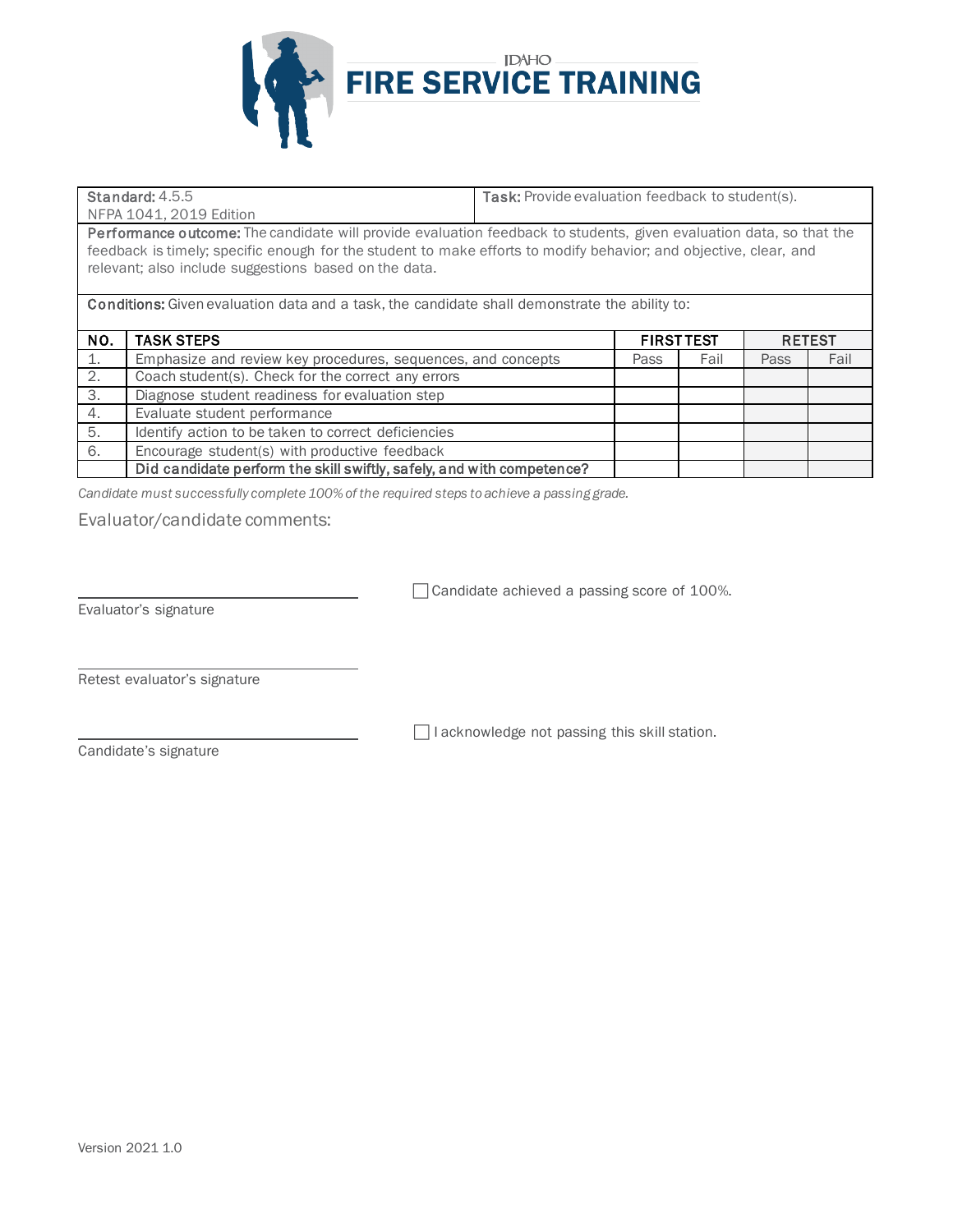IDAHO
# FIRE SERVICE TRAINING

| | |
|---|---|
| **Standard:** 4.5.5<br>NFPA 1041, 2019 Edition | **Task:** Provide evaluation feedback to student(s). |

**Performance outcome:** The candidate will provide evaluation feedback to students, given evaluation data, so that the feedback is timely; specific enough for the student to make efforts to modify behavior; and objective, clear, and relevant; also include suggestions based on the data.

**Conditions:** Given evaluation data and a task, the candidate shall demonstrate the ability to:

| NO. | TASK STEPS | FIRST TEST | | RETEST | |
|---|---|---|---|---|---|
| 1. | Emphasize and review key procedures, sequences, and concepts | Pass | Fail | Pass | Fail |
| 2. | Coach student(s). Check for the correct any errors | | | | |
| 3. | Diagnose student readiness for evaluation step | | | | |
| 4. | Evaluate student performance | | | | |
| 5. | Identify action to be taken to correct deficiencies | | | | |
| 6. | Encourage student(s) with productive feedback | | | | |
| | **Did candidate perform the skill swiftly, safely, and with competence?** | | | | |

*Candidate must successfully complete 100% of the required steps to achieve a passing grade.*

Evaluator/candidate comments:

☐ Candidate achieved a passing score of 100%.

Evaluator's signature

Retest evaluator's signature

☐ I acknowledge not passing this skill station.

Candidate's signature

Version 2021 1.0